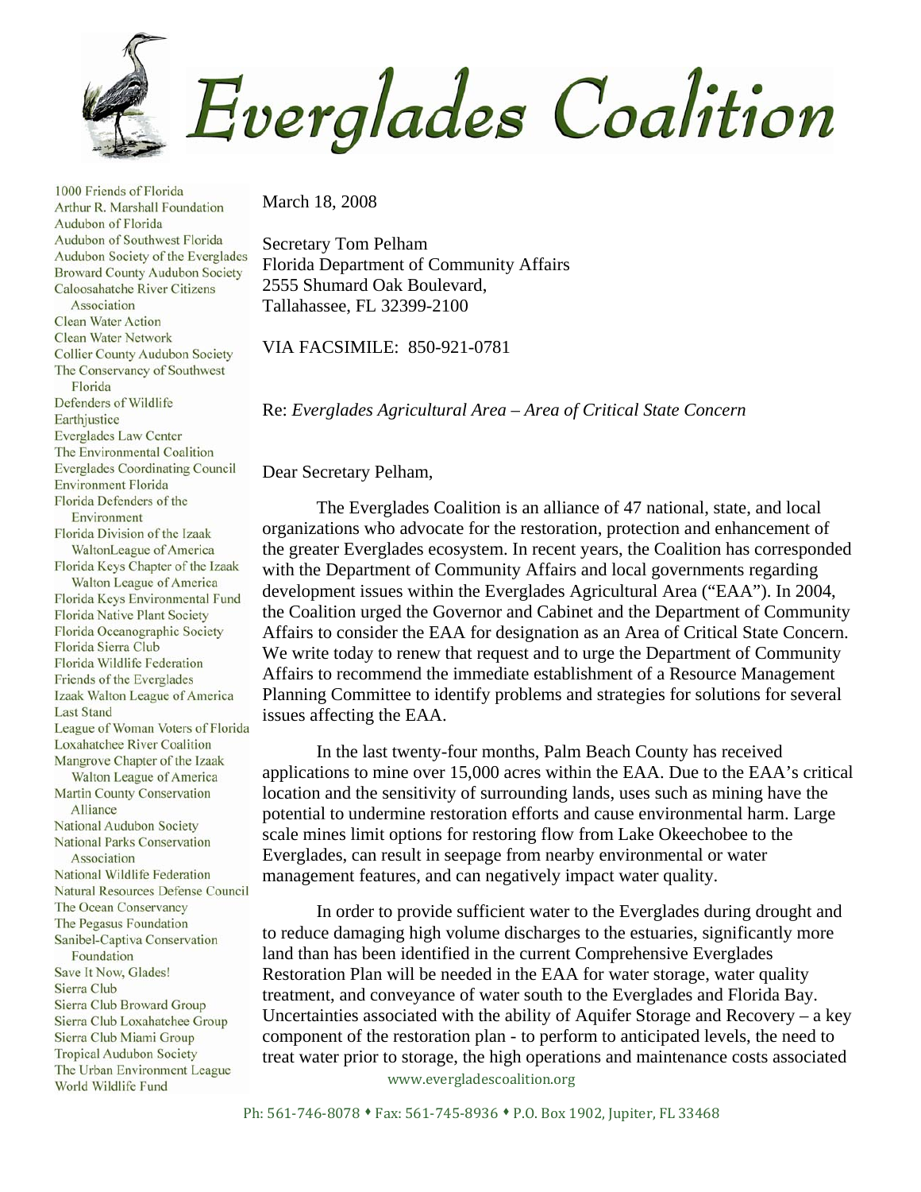# Everglades Coalition

1000 Friends of Florida
Arthur R. Marshall Foundation
Audubon of Florida
Audubon of Southwest Florida
Audubon Society of the Everglades
Broward County Audubon Society
Caloosahatche River Citizens Association
Clean Water Action
Clean Water Network
Collier County Audubon Society
The Conservancy of Southwest Florida
Defenders of Wildlife
Earthjustice
Everglades Law Center
The Environmental Coalition
Everglades Coordinating Council
Environment Florida
Florida Defenders of the Environment
Florida Division of the Izaak WaltonLeague of America
Florida Keys Chapter of the Izaak Walton League of America
Florida Keys Environmental Fund
Florida Native Plant Society
Florida Oceanographic Society
Florida Sierra Club
Florida Wildlife Federation
Friends of the Everglades
Izaak Walton League of America
Last Stand
League of Woman Voters of Florida
Loxahatchee River Coalition
Mangrove Chapter of the Izaak Walton League of America
Martin County Conservation Alliance
National Audubon Society
National Parks Conservation Association
National Wildlife Federation
Natural Resources Defense Council
The Ocean Conservancy
The Pegasus Foundation
Sanibel-Captiva Conservation Foundation
Save It Now, Glades!
Sierra Club
Sierra Club Broward Group
Sierra Club Loxahatchee Group
Sierra Club Miami Group
Tropical Audubon Society
The Urban Environment League
World Wildlife Fund

March 18, 2008

Secretary Tom Pelham
Florida Department of Community Affairs
2555 Shumard Oak Boulevard,
Tallahassee, FL 32399-2100

VIA FACSIMILE: 850-921-0781

Re: *Everglades Agricultural Area – Area of Critical State Concern*

Dear Secretary Pelham,

The Everglades Coalition is an alliance of 47 national, state, and local organizations who advocate for the restoration, protection and enhancement of the greater Everglades ecosystem. In recent years, the Coalition has corresponded with the Department of Community Affairs and local governments regarding development issues within the Everglades Agricultural Area ("EAA"). In 2004, the Coalition urged the Governor and Cabinet and the Department of Community Affairs to consider the EAA for designation as an Area of Critical State Concern. We write today to renew that request and to urge the Department of Community Affairs to recommend the immediate establishment of a Resource Management Planning Committee to identify problems and strategies for solutions for several issues affecting the EAA.

In the last twenty-four months, Palm Beach County has received applications to mine over 15,000 acres within the EAA. Due to the EAA's critical location and the sensitivity of surrounding lands, uses such as mining have the potential to undermine restoration efforts and cause environmental harm. Large scale mines limit options for restoring flow from Lake Okeechobee to the Everglades, can result in seepage from nearby environmental or water management features, and can negatively impact water quality.

In order to provide sufficient water to the Everglades during drought and to reduce damaging high volume discharges to the estuaries, significantly more land than has been identified in the current Comprehensive Everglades Restoration Plan will be needed in the EAA for water storage, water quality treatment, and conveyance of water south to the Everglades and Florida Bay. Uncertainties associated with the ability of Aquifer Storage and Recovery – a key component of the restoration plan - to perform to anticipated levels, the need to treat water prior to storage, the high operations and maintenance costs associated

www.evergladescoalition.org

Ph: 561-746-8078 • Fax: 561-745-8936 • P.O. Box 1902, Jupiter, FL 33468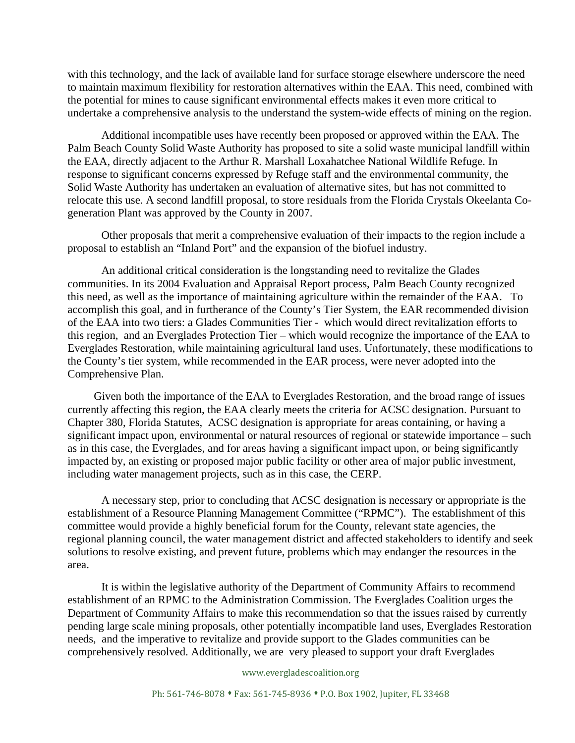with this technology, and the lack of available land for surface storage elsewhere underscore the need to maintain maximum flexibility for restoration alternatives within the EAA. This need, combined with the potential for mines to cause significant environmental effects makes it even more critical to undertake a comprehensive analysis to the understand the system-wide effects of mining on the region.

Additional incompatible uses have recently been proposed or approved within the EAA. The Palm Beach County Solid Waste Authority has proposed to site a solid waste municipal landfill within the EAA, directly adjacent to the Arthur R. Marshall Loxahatchee National Wildlife Refuge. In response to significant concerns expressed by Refuge staff and the environmental community, the Solid Waste Authority has undertaken an evaluation of alternative sites, but has not committed to relocate this use. A second landfill proposal, to store residuals from the Florida Crystals Okeelanta Co-generation Plant was approved by the County in 2007.

Other proposals that merit a comprehensive evaluation of their impacts to the region include a proposal to establish an "Inland Port" and the expansion of the biofuel industry.

An additional critical consideration is the longstanding need to revitalize the Glades communities. In its 2004 Evaluation and Appraisal Report process, Palm Beach County recognized this need, as well as the importance of maintaining agriculture within the remainder of the EAA. To accomplish this goal, and in furtherance of the County's Tier System, the EAR recommended division of the EAA into two tiers: a Glades Communities Tier - which would direct revitalization efforts to this region, and an Everglades Protection Tier – which would recognize the importance of the EAA to Everglades Restoration, while maintaining agricultural land uses. Unfortunately, these modifications to the County's tier system, while recommended in the EAR process, were never adopted into the Comprehensive Plan.

Given both the importance of the EAA to Everglades Restoration, and the broad range of issues currently affecting this region, the EAA clearly meets the criteria for ACSC designation. Pursuant to Chapter 380, Florida Statutes, ACSC designation is appropriate for areas containing, or having a significant impact upon, environmental or natural resources of regional or statewide importance – such as in this case, the Everglades, and for areas having a significant impact upon, or being significantly impacted by, an existing or proposed major public facility or other area of major public investment, including water management projects, such as in this case, the CERP.

A necessary step, prior to concluding that ACSC designation is necessary or appropriate is the establishment of a Resource Planning Management Committee ("RPMC"). The establishment of this committee would provide a highly beneficial forum for the County, relevant state agencies, the regional planning council, the water management district and affected stakeholders to identify and seek solutions to resolve existing, and prevent future, problems which may endanger the resources in the area.

It is within the legislative authority of the Department of Community Affairs to recommend establishment of an RPMC to the Administration Commission. The Everglades Coalition urges the Department of Community Affairs to make this recommendation so that the issues raised by currently pending large scale mining proposals, other potentially incompatible land uses, Everglades Restoration needs, and the imperative to revitalize and provide support to the Glades communities can be comprehensively resolved. Additionally, we are very pleased to support your draft Everglades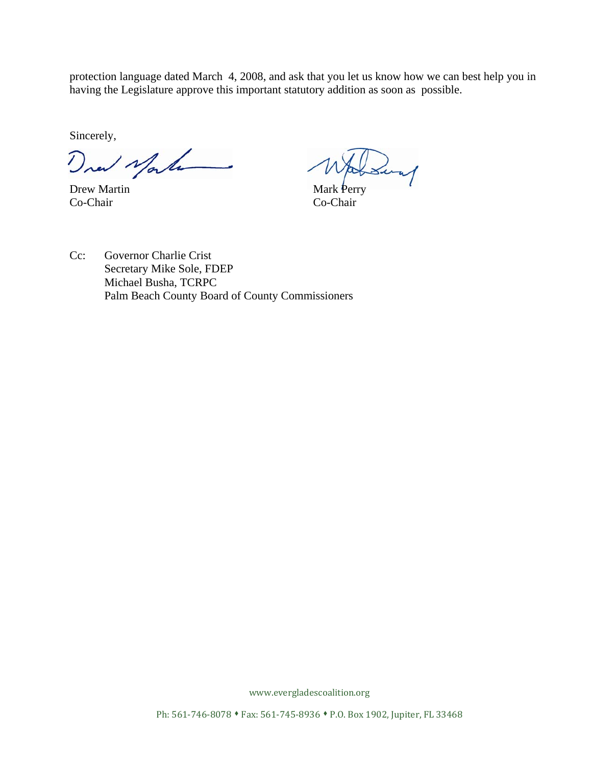protection language dated March 4, 2008, and ask that you let us know how we can best help you in having the Legislature approve this important statutory addition as soon as possible.

Sincerely,

Drew Martin
Co-Chair

Mark Perry
Co-Chair

Cc: Governor Charlie Crist
Secretary Mike Sole, FDEP
Michael Busha, TCRPC
Palm Beach County Board of County Commissioners

www.evergladescoalition.org

Ph: 561-746-8078 ♦ Fax: 561-745-8936 ♦ P.O. Box 1902, Jupiter, FL 33468